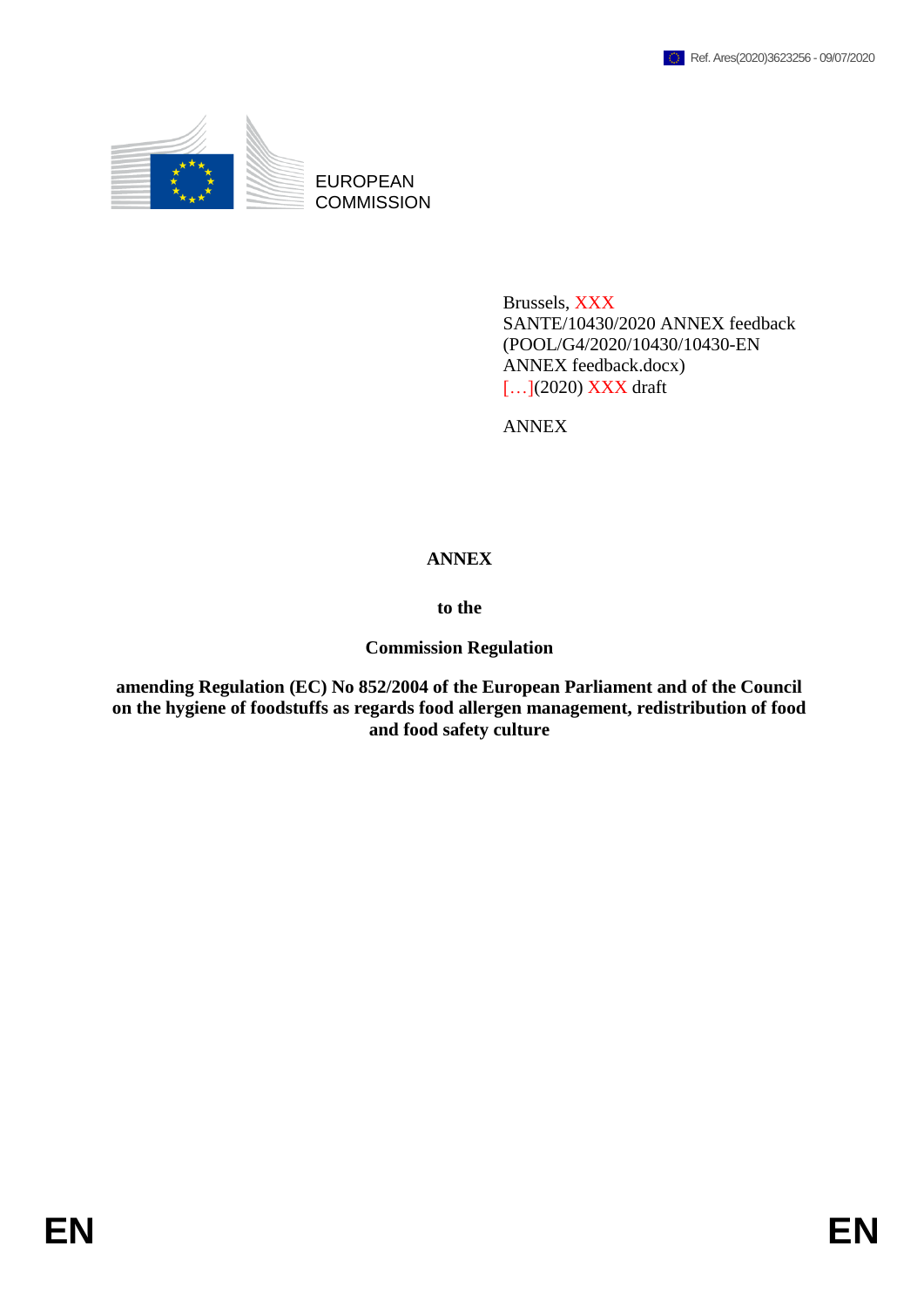Ref. Ares(2020)3623256 - 09/07/2020

EUROPEAN COMMISSION

Brussels, XXX
SANTE/10430/2020 ANNEX feedback
(POOL/G4/2020/10430/10430-EN
ANNEX feedback.docx)
[…](2020) XXX draft

ANNEX

# ANNEX

**to the**

**Commission Regulation**

**amending Regulation (EC) No 852/2004 of the European Parliament and of the Council on the hygiene of foodstuffs as regards food allergen management, redistribution of food and food safety culture**

EN EN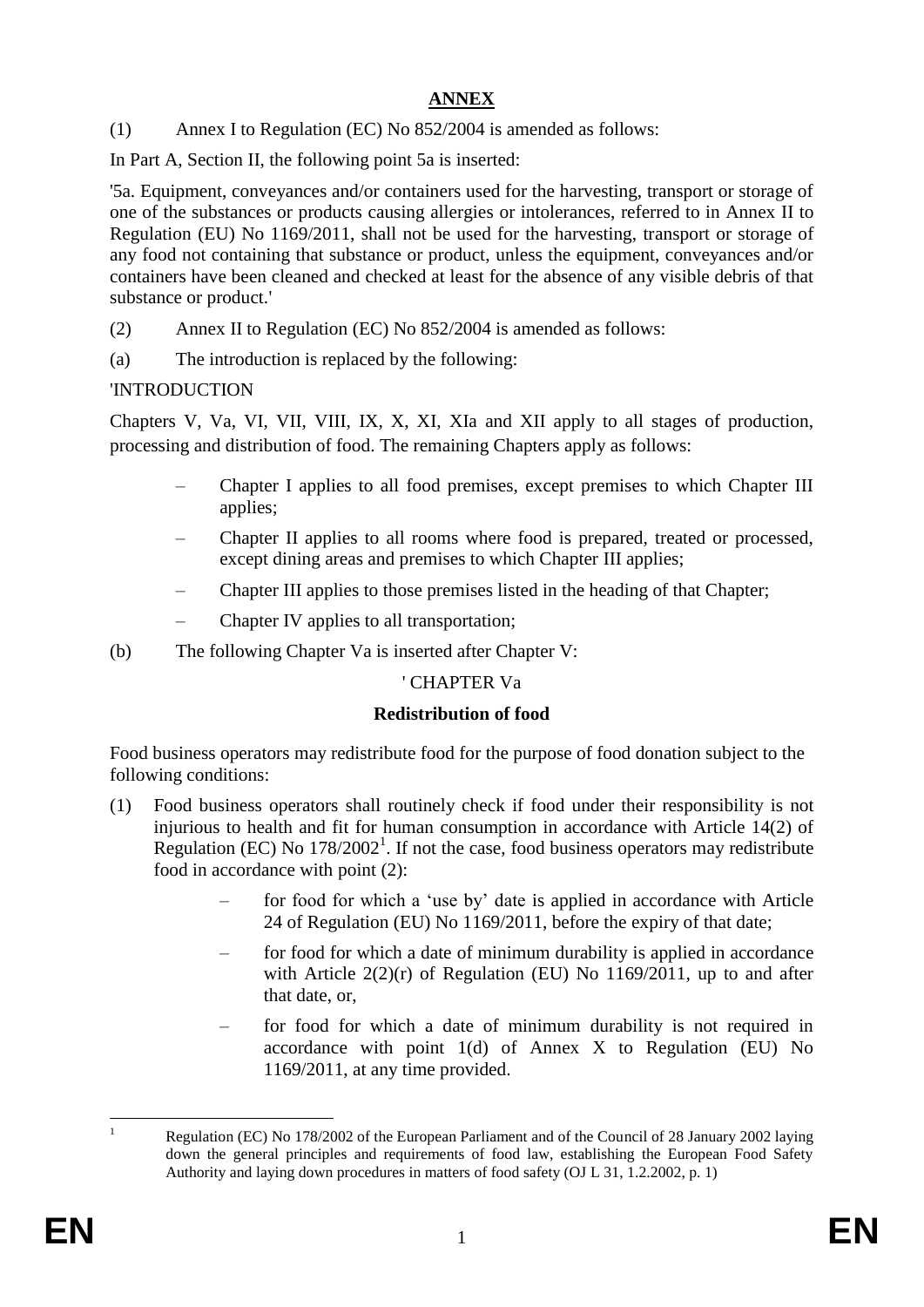## ANNEX

(1) Annex I to Regulation (EC) No 852/2004 is amended as follows:

In Part A, Section II, the following point 5a is inserted:

'5a. Equipment, conveyances and/or containers used for the harvesting, transport or storage of one of the substances or products causing allergies or intolerances, referred to in Annex II to Regulation (EU) No 1169/2011, shall not be used for the harvesting, transport or storage of any food not containing that substance or product, unless the equipment, conveyances and/or containers have been cleaned and checked at least for the absence of any visible debris of that substance or product.'

(2) Annex II to Regulation (EC) No 852/2004 is amended as follows:

(a) The introduction is replaced by the following:

'INTRODUCTION

Chapters V, Va, VI, VII, VIII, IX, X, XI, XIa and XII apply to all stages of production, processing and distribution of food. The remaining Chapters apply as follows:

- Chapter I applies to all food premises, except premises to which Chapter III applies;
- Chapter II applies to all rooms where food is prepared, treated or processed, except dining areas and premises to which Chapter III applies;
- Chapter III applies to those premises listed in the heading of that Chapter;
- Chapter IV applies to all transportation;

(b) The following Chapter Va is inserted after Chapter V:

' CHAPTER Va

**Redistribution of food**

Food business operators may redistribute food for the purpose of food donation subject to the following conditions:

(1) Food business operators shall routinely check if food under their responsibility is not injurious to health and fit for human consumption in accordance with Article 14(2) of Regulation (EC) No 178/2002[1]. If not the case, food business operators may redistribute food in accordance with point (2):

- for food for which a 'use by' date is applied in accordance with Article 24 of Regulation (EU) No 1169/2011, before the expiry of that date;
- for food for which a date of minimum durability is applied in accordance with Article 2(2)(r) of Regulation (EU) No 1169/2011, up to and after that date, or,
- for food for which a date of minimum durability is not required in accordance with point 1(d) of Annex X to Regulation (EU) No 1169/2011, at any time provided.

[1] Regulation (EC) No 178/2002 of the European Parliament and of the Council of 28 January 2002 laying down the general principles and requirements of food law, establishing the European Food Safety Authority and laying down procedures in matters of food safety (OJ L 31, 1.2.2002, p. 1)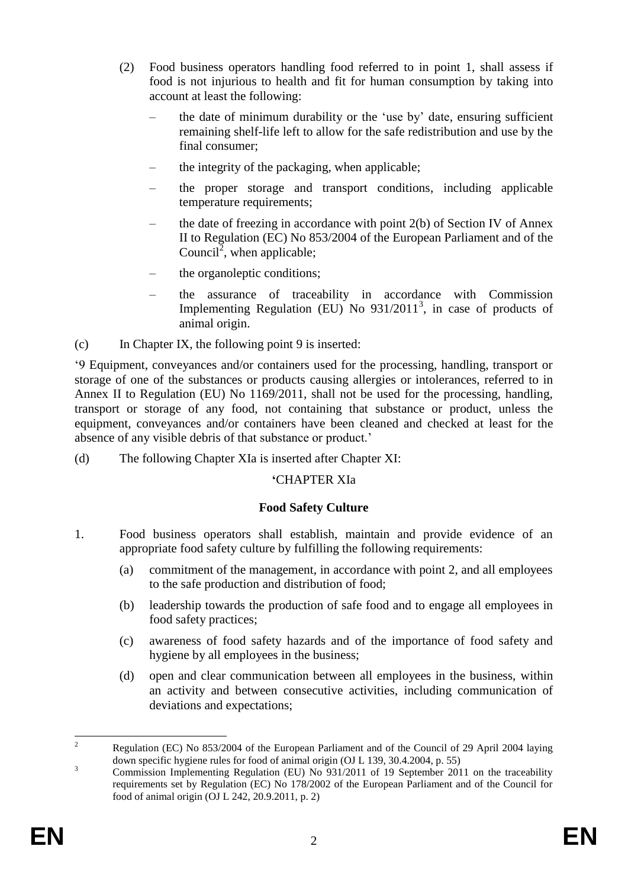(2) Food business operators handling food referred to in point 1, shall assess if food is not injurious to health and fit for human consumption by taking into account at least the following:

– the date of minimum durability or the 'use by' date, ensuring sufficient remaining shelf-life left to allow for the safe redistribution and use by the final consumer;

– the integrity of the packaging, when applicable;

– the proper storage and transport conditions, including applicable temperature requirements;

– the date of freezing in accordance with point 2(b) of Section IV of Annex II to Regulation (EC) No 853/2004 of the European Parliament and of the Council[2], when applicable;

– the organoleptic conditions;

– the assurance of traceability in accordance with Commission Implementing Regulation (EU) No 931/2011[3], in case of products of animal origin.

(c) In Chapter IX, the following point 9 is inserted:

'9 Equipment, conveyances and/or containers used for the processing, handling, transport or storage of one of the substances or products causing allergies or intolerances, referred to in Annex II to Regulation (EU) No 1169/2011, shall not be used for the processing, handling, transport or storage of any food, not containing that substance or product, unless the equipment, conveyances and/or containers have been cleaned and checked at least for the absence of any visible debris of that substance or product.'

(d) The following Chapter XIa is inserted after Chapter XI:

'CHAPTER XIa

**Food Safety Culture**

1. Food business operators shall establish, maintain and provide evidence of an appropriate food safety culture by fulfilling the following requirements:

   (a) commitment of the management, in accordance with point 2, and all employees to the safe production and distribution of food;

   (b) leadership towards the production of safe food and to engage all employees in food safety practices;

   (c) awareness of food safety hazards and of the importance of food safety and hygiene by all employees in the business;

   (d) open and clear communication between all employees in the business, within an activity and between consecutive activities, including communication of deviations and expectations;

---

[2] Regulation (EC) No 853/2004 of the European Parliament and of the Council of 29 April 2004 laying down specific hygiene rules for food of animal origin (OJ L 139, 30.4.2004, p. 55)

[3] Commission Implementing Regulation (EU) No 931/2011 of 19 September 2011 on the traceability requirements set by Regulation (EC) No 178/2002 of the European Parliament and of the Council for food of animal origin (OJ L 242, 20.9.2011, p. 2)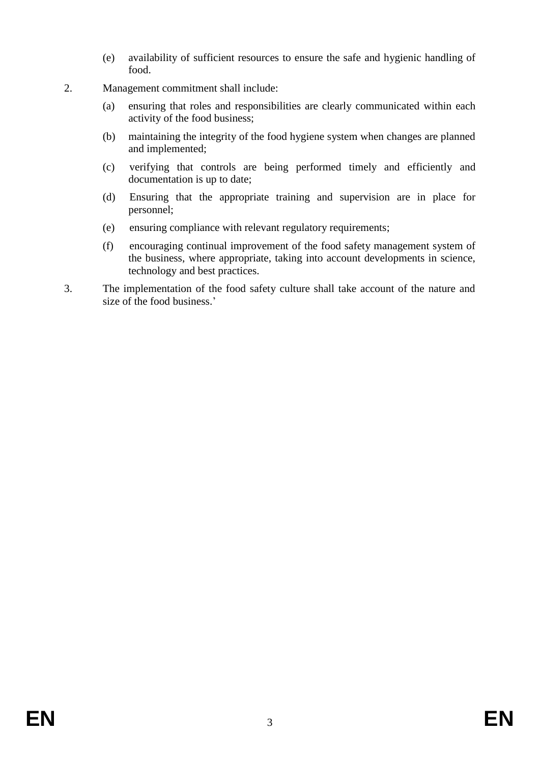(e) availability of sufficient resources to ensure the safe and hygienic handling of food.

2. Management commitment shall include:

   (a) ensuring that roles and responsibilities are clearly communicated within each activity of the food business;

   (b) maintaining the integrity of the food hygiene system when changes are planned and implemented;

   (c) verifying that controls are being performed timely and efficiently and documentation is up to date;

   (d) Ensuring that the appropriate training and supervision are in place for personnel;

   (e) ensuring compliance with relevant regulatory requirements;

   (f) encouraging continual improvement of the food safety management system of the business, where appropriate, taking into account developments in science, technology and best practices.

3. The implementation of the food safety culture shall take account of the nature and size of the food business.'